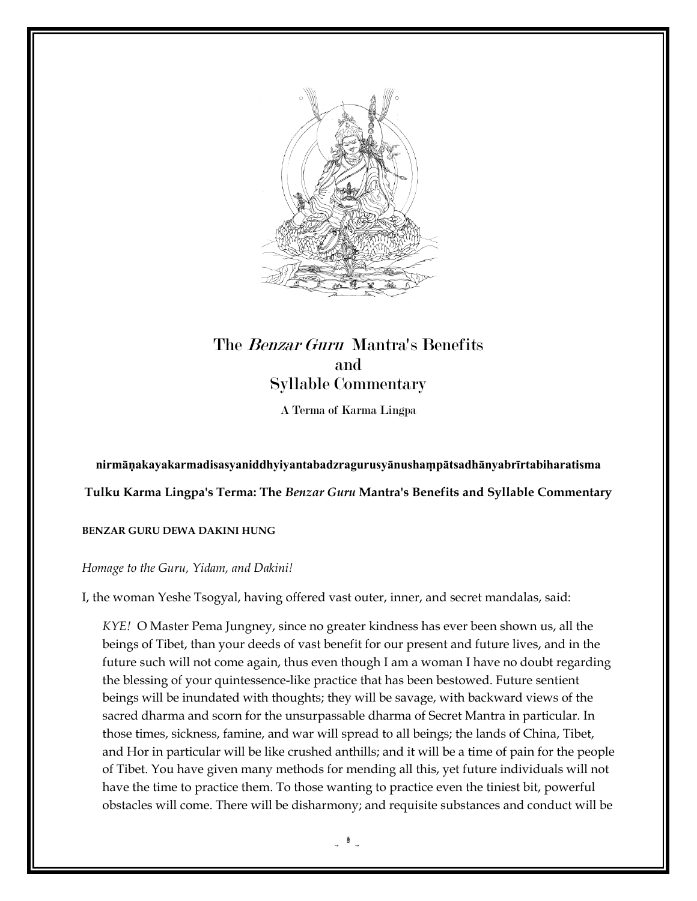# The *Benzar Guru* Mantra's Benefits and Syllable Commentary

A Terma of Karma Lingpa

**nirmāṇakayakarmadisasyaniddhyiyantabadzragurusyānushaṃpātsadhānyabrīrtabiharatisma**

**Tulku Karma Lingpa's Terma: The *Benzar Guru* Mantra's Benefits and Syllable Commentary**

**BENZAR GURU DEWA DAKINI HUNG**

*Homage to the Guru, Yidam, and Dakini!*

I, the woman Yeshe Tsogyal, having offered vast outer, inner, and secret mandalas, said:

> *KYE!* O Master Pema Jungney, since no greater kindness has ever been shown us, all the beings of Tibet, than your deeds of vast benefit for our present and future lives, and in the future such will not come again, thus even though I am a woman I have no doubt regarding the blessing of your quintessence-like practice that has been bestowed. Future sentient beings will be inundated with thoughts; they will be savage, with backward views of the sacred dharma and scorn for the unsurpassable dharma of Secret Mantra in particular. In those times, sickness, famine, and war will spread to all beings; the lands of China, Tibet, and Hor in particular will be like crushed anthills; and it will be a time of pain for the people of Tibet. You have given many methods for mending all this, yet future individuals will not have the time to practice them. To those wanting to practice even the tiniest bit, powerful obstacles will come. There will be disharmony; and requisite substances and conduct will be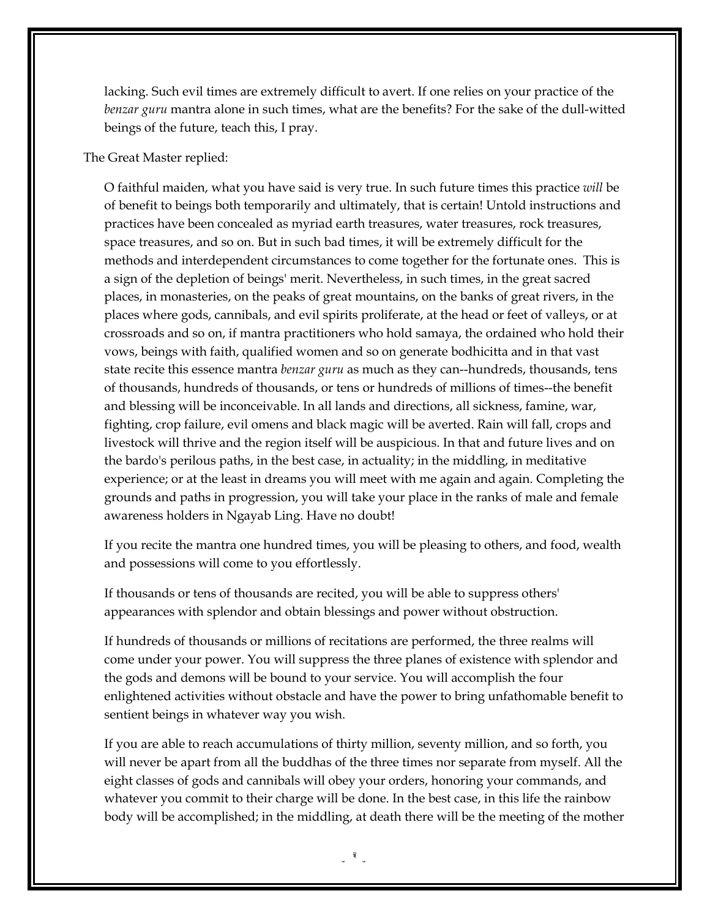lacking. Such evil times are extremely difficult to avert. If one relies on your practice of the *benzar guru* mantra alone in such times, what are the benefits? For the sake of the dull-witted beings of the future, teach this, I pray.

The Great Master replied:

O faithful maiden, what you have said is very true. In such future times this practice *will* be of benefit to beings both temporarily and ultimately, that is certain! Untold instructions and practices have been concealed as myriad earth treasures, water treasures, rock treasures, space treasures, and so on. But in such bad times, it will be extremely difficult for the methods and interdependent circumstances to come together for the fortunate ones. This is a sign of the depletion of beings' merit. Nevertheless, in such times, in the great sacred places, in monasteries, on the peaks of great mountains, on the banks of great rivers, in the places where gods, cannibals, and evil spirits proliferate, at the head or feet of valleys, or at crossroads and so on, if mantra practitioners who hold samaya, the ordained who hold their vows, beings with faith, qualified women and so on generate bodhicitta and in that vast state recite this essence mantra *benzar guru* as much as they can--hundreds, thousands, tens of thousands, hundreds of thousands, or tens or hundreds of millions of times--the benefit and blessing will be inconceivable. In all lands and directions, all sickness, famine, war, fighting, crop failure, evil omens and black magic will be averted. Rain will fall, crops and livestock will thrive and the region itself will be auspicious. In that and future lives and on the bardo's perilous paths, in the best case, in actuality; in the middling, in meditative experience; or at the least in dreams you will meet with me again and again. Completing the grounds and paths in progression, you will take your place in the ranks of male and female awareness holders in Ngayab Ling. Have no doubt!

If you recite the mantra one hundred times, you will be pleasing to others, and food, wealth and possessions will come to you effortlessly.

If thousands or tens of thousands are recited, you will be able to suppress others' appearances with splendor and obtain blessings and power without obstruction.

If hundreds of thousands or millions of recitations are performed, the three realms will come under your power. You will suppress the three planes of existence with splendor and the gods and demons will be bound to your service. You will accomplish the four enlightened activities without obstacle and have the power to bring unfathomable benefit to sentient beings in whatever way you wish.

If you are able to reach accumulations of thirty million, seventy million, and so forth, you will never be apart from all the buddhas of the three times nor separate from myself. All the eight classes of gods and cannibals will obey your orders, honoring your commands, and whatever you commit to their charge will be done. In the best case, in this life the rainbow body will be accomplished; in the middling, at death there will be the meeting of the mother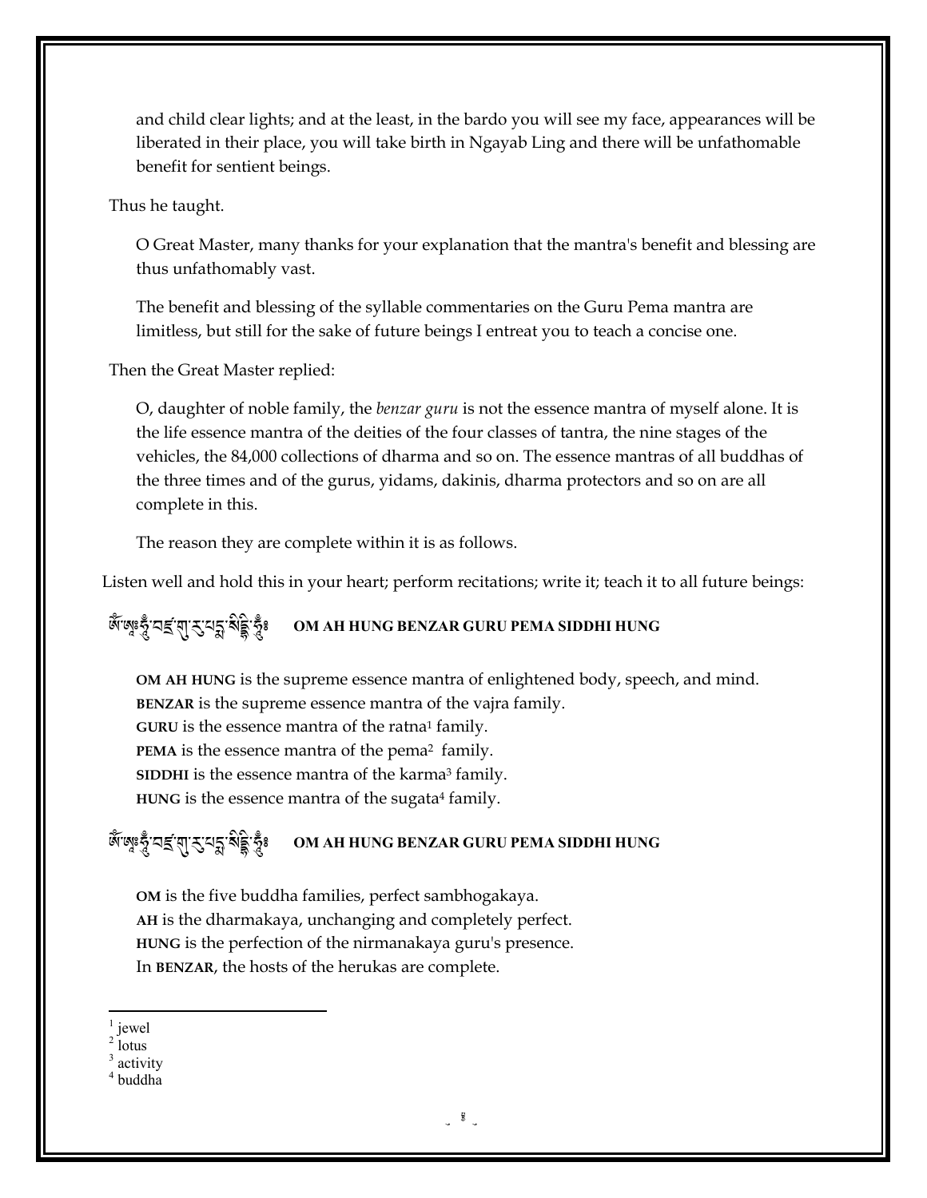and child clear lights; and at the least, in the bardo you will see my face, appearances will be liberated in their place, you will take birth in Ngayab Ling and there will be unfathomable benefit for sentient beings.

Thus he taught.

O Great Master, many thanks for your explanation that the mantra's benefit and blessing are thus unfathomably vast.

The benefit and blessing of the syllable commentaries on the Guru Pema mantra are limitless, but still for the sake of future beings I entreat you to teach a concise one.

Then the Great Master replied:

O, daughter of noble family, the *benzar guru* is not the essence mantra of myself alone. It is the life essence mantra of the deities of the four classes of tantra, the nine stages of the vehicles, the 84,000 collections of dharma and so on. The essence mantras of all buddhas of the three times and of the gurus, yidams, dakinis, dharma protectors and so on are all complete in this.

The reason they are complete within it is as follows.

Listen well and hold this in your heart; perform recitations; write it; teach it to all future beings:

ༀ་ཨཱཿཧཱུྃ་བཛྲ་གུ་རུ་པདྨ་སིདྡྷི་ཧཱུྃ༔ **OM AH HUNG BENZAR GURU PEMA SIDDHI HUNG**

**OM AH HUNG** is the supreme essence mantra of enlightened body, speech, and mind.
**BENZAR** is the supreme essence mantra of the vajra family.
**GURU** is the essence mantra of the ratna[1] family.
**PEMA** is the essence mantra of the pema[2] family.
**SIDDHI** is the essence mantra of the karma[3] family.
**HUNG** is the essence mantra of the sugata[4] family.

ༀ་ཨཱཿཧཱུྃ་བཛྲ་གུ་རུ་པདྨ་སིདྡྷི་ཧཱུྃ༔ **OM AH HUNG BENZAR GURU PEMA SIDDHI HUNG**

**OM** is the five buddha families, perfect sambhogakaya.
**AH** is the dharmakaya, unchanging and completely perfect.
**HUNG** is the perfection of the nirmanakaya guru's presence.
In **BENZAR**, the hosts of the herukas are complete.

[1] jewel
[2] lotus
[3] activity
[4] buddha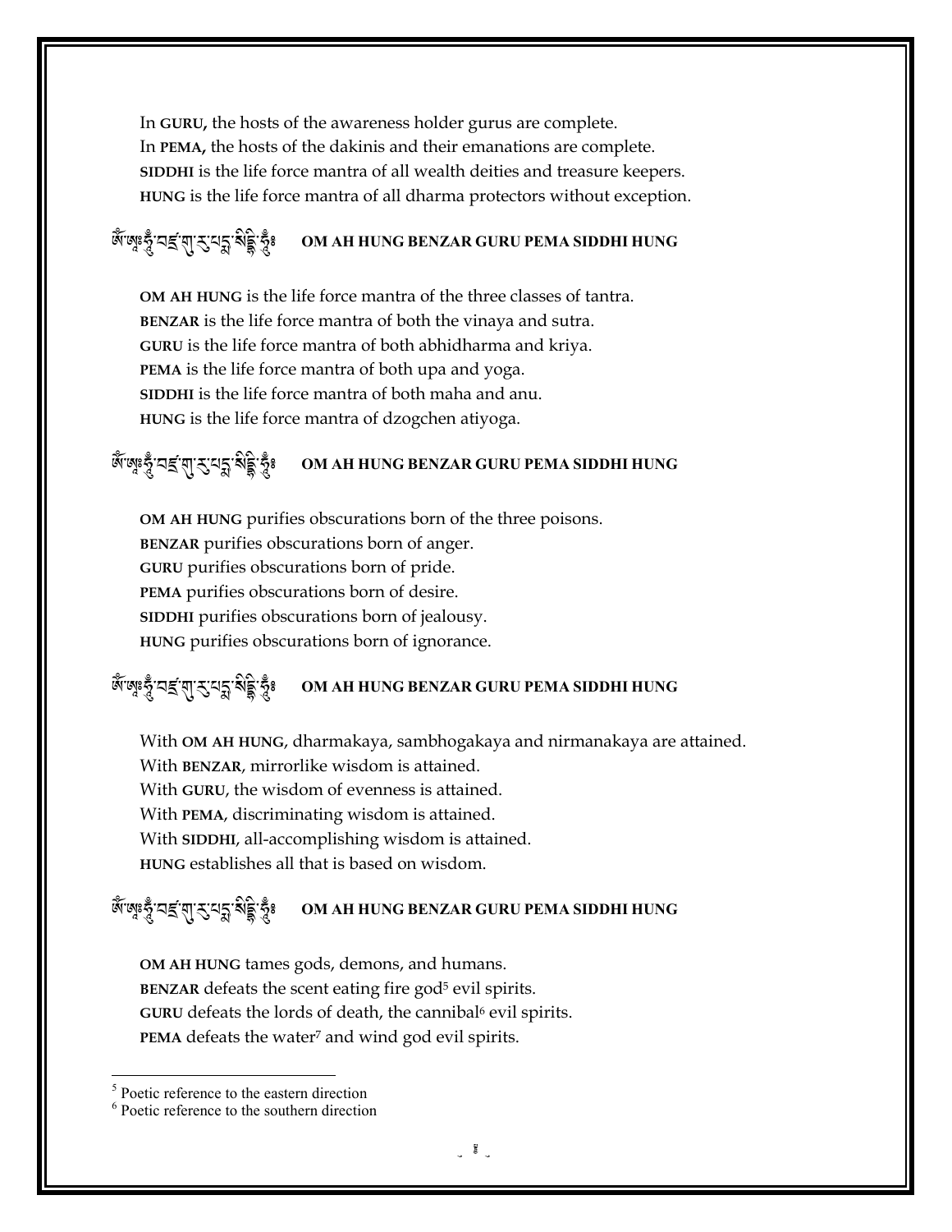In **GURU,** the hosts of the awareness holder gurus are complete.
In **PEMA,** the hosts of the dakinis and their emanations are complete.
**SIDDHI** is the life force mantra of all wealth deities and treasure keepers.
**HUNG** is the life force mantra of all dharma protectors without exception.

ཨོཾ་ཨཱཿཧཱུྃ་བཛྲ་གུ་རུ་པདྨ་སིདྡྷི་ཧཱུྃ༔ **OM AH HUNG BENZAR GURU PEMA SIDDHI HUNG**

**OM AH HUNG** is the life force mantra of the three classes of tantra.
**BENZAR** is the life force mantra of both the vinaya and sutra.
**GURU** is the life force mantra of both abhidharma and kriya.
**PEMA** is the life force mantra of both upa and yoga.
**SIDDHI** is the life force mantra of both maha and anu.
**HUNG** is the life force mantra of dzogchen atiyoga.

ཨོཾ་ཨཱཿཧཱུྃ་བཛྲ་གུ་རུ་པདྨ་སིདྡྷི་ཧཱུྃ༔ **OM AH HUNG BENZAR GURU PEMA SIDDHI HUNG**

**OM AH HUNG** purifies obscurations born of the three poisons.
**BENZAR** purifies obscurations born of anger.
**GURU** purifies obscurations born of pride.
**PEMA** purifies obscurations born of desire.
**SIDDHI** purifies obscurations born of jealousy.
**HUNG** purifies obscurations born of ignorance.

ཨོཾ་ཨཱཿཧཱུྃ་བཛྲ་གུ་རུ་པདྨ་སིདྡྷི་ཧཱུྃ༔ **OM AH HUNG BENZAR GURU PEMA SIDDHI HUNG**

With **OM AH HUNG**, dharmakaya, sambhogakaya and nirmanakaya are attained.
With **BENZAR**, mirrorlike wisdom is attained.
With **GURU**, the wisdom of evenness is attained.
With **PEMA**, discriminating wisdom is attained.
With **SIDDHI**, all-accomplishing wisdom is attained.
**HUNG** establishes all that is based on wisdom.

ཨོཾ་ཨཱཿཧཱུྃ་བཛྲ་གུ་རུ་པདྨ་སིདྡྷི་ཧཱུྃ༔ **OM AH HUNG BENZAR GURU PEMA SIDDHI HUNG**

**OM AH HUNG** tames gods, demons, and humans.
**BENZAR** defeats the scent eating fire god[5] evil spirits.
**GURU** defeats the lords of death, the cannibal[6] evil spirits.
**PEMA** defeats the water[7] and wind god evil spirits.

---

[5] Poetic reference to the eastern direction
[6] Poetic reference to the southern direction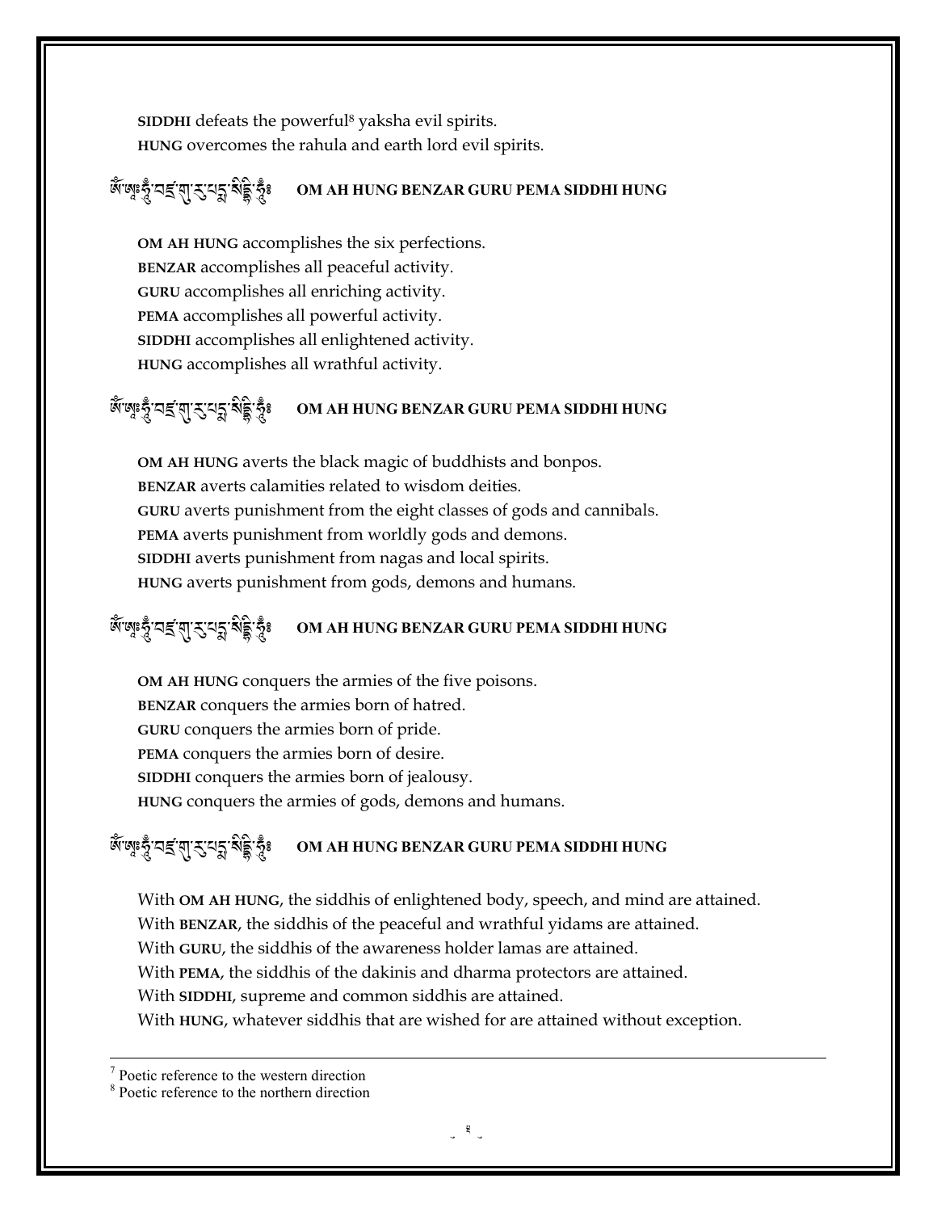**SIDDHI** defeats the powerful[8] yaksha evil spirits.
**HUNG** overcomes the rahula and earth lord evil spirits.

ཨོཾ་ཨཱཿཧཱུྃ་བཛྲ་གུ་རུ་པདྨ་སིདྡྷི་ཧཱུྃ༔ **OM AH HUNG BENZAR GURU PEMA SIDDHI HUNG**

**OM AH HUNG** accomplishes the six perfections.
**BENZAR** accomplishes all peaceful activity.
**GURU** accomplishes all enriching activity.
**PEMA** accomplishes all powerful activity.
**SIDDHI** accomplishes all enlightened activity.
**HUNG** accomplishes all wrathful activity.

ཨོཾ་ཨཱཿཧཱུྃ་བཛྲ་གུ་རུ་པདྨ་སིདྡྷི་ཧཱུྃ༔ **OM AH HUNG BENZAR GURU PEMA SIDDHI HUNG**

**OM AH HUNG** averts the black magic of buddhists and bonpos.
**BENZAR** averts calamities related to wisdom deities.
**GURU** averts punishment from the eight classes of gods and cannibals.
**PEMA** averts punishment from worldly gods and demons.
**SIDDHI** averts punishment from nagas and local spirits.
**HUNG** averts punishment from gods, demons and humans.

ཨོཾ་ཨཱཿཧཱུྃ་བཛྲ་གུ་རུ་པདྨ་སིདྡྷི་ཧཱུྃ༔ **OM AH HUNG BENZAR GURU PEMA SIDDHI HUNG**

**OM AH HUNG** conquers the armies of the five poisons.
**BENZAR** conquers the armies born of hatred.
**GURU** conquers the armies born of pride.
**PEMA** conquers the armies born of desire.
**SIDDHI** conquers the armies born of jealousy.
**HUNG** conquers the armies of gods, demons and humans.

ཨོཾ་ཨཱཿཧཱུྃ་བཛྲ་གུ་རུ་པདྨ་སིདྡྷི་ཧཱུྃ༔ **OM AH HUNG BENZAR GURU PEMA SIDDHI HUNG**

With **OM AH HUNG**, the siddhis of enlightened body, speech, and mind are attained.
With **BENZAR**, the siddhis of the peaceful and wrathful yidams are attained.
With **GURU**, the siddhis of the awareness holder lamas are attained.
With **PEMA**, the siddhis of the dakinis and dharma protectors are attained.
With **SIDDHI**, supreme and common siddhis are attained.
With **HUNG**, whatever siddhis that are wished for are attained without exception.

---

[7] Poetic reference to the western direction
[8] Poetic reference to the northern direction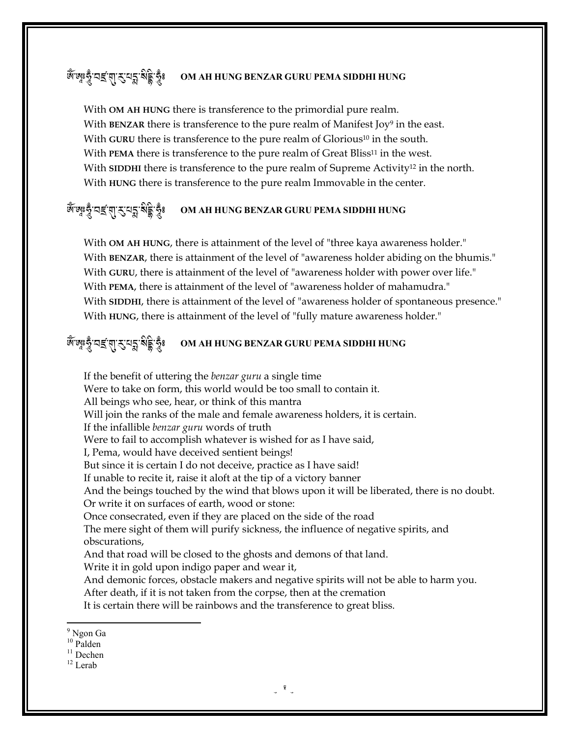ཨོཾ་ཨཱཿཧཱུྃ་བཛྲ་གུ་རུ་པདྨ་སིདྡྷི་ཧཱུྃ༔ **OM AH HUNG BENZAR GURU PEMA SIDDHI HUNG**

With **OM AH HUNG** there is transference to the primordial pure realm.
With **BENZAR** there is transference to the pure realm of Manifest Joy[9] in the east.
With **GURU** there is transference to the pure realm of Glorious[10] in the south.
With **PEMA** there is transference to the pure realm of Great Bliss[11] in the west.
With **SIDDHI** there is transference to the pure realm of Supreme Activity[12] in the north.
With **HUNG** there is transference to the pure realm Immovable in the center.

ཨོཾ་ཨཱཿཧཱུྃ་བཛྲ་གུ་རུ་པདྨ་སིདྡྷི་ཧཱུྃ༔ **OM AH HUNG BENZAR GURU PEMA SIDDHI HUNG**

With **OM AH HUNG**, there is attainment of the level of "three kaya awareness holder."
With **BENZAR**, there is attainment of the level of "awareness holder abiding on the bhumis."
With **GURU**, there is attainment of the level of "awareness holder with power over life."
With **PEMA**, there is attainment of the level of "awareness holder of mahamudra."
With **SIDDHI**, there is attainment of the level of "awareness holder of spontaneous presence."
With **HUNG**, there is attainment of the level of "fully mature awareness holder."

ཨོཾ་ཨཱཿཧཱུྃ་བཛྲ་གུ་རུ་པདྨ་སིདྡྷི་ཧཱུྃ༔ **OM AH HUNG BENZAR GURU PEMA SIDDHI HUNG**

If the benefit of uttering the *benzar guru* a single time
Were to take on form, this world would be too small to contain it.
All beings who see, hear, or think of this mantra
Will join the ranks of the male and female awareness holders, it is certain.
If the infallible *benzar guru* words of truth
Were to fail to accomplish whatever is wished for as I have said,
I, Pema, would have deceived sentient beings!
But since it is certain I do not deceive, practice as I have said!
If unable to recite it, raise it aloft at the tip of a victory banner
And the beings touched by the wind that blows upon it will be liberated, there is no doubt.
Or write it on surfaces of earth, wood or stone:
Once consecrated, even if they are placed on the side of the road
The mere sight of them will purify sickness, the influence of negative spirits, and obscurations,
And that road will be closed to the ghosts and demons of that land.
Write it in gold upon indigo paper and wear it,
And demonic forces, obstacle makers and negative spirits will not be able to harm you.
After death, if it is not taken from the corpse, then at the cremation
It is certain there will be rainbows and the transference to great bliss.

---

[9] Ngon Ga
[10] Palden
[11] Dechen
[12] Lerab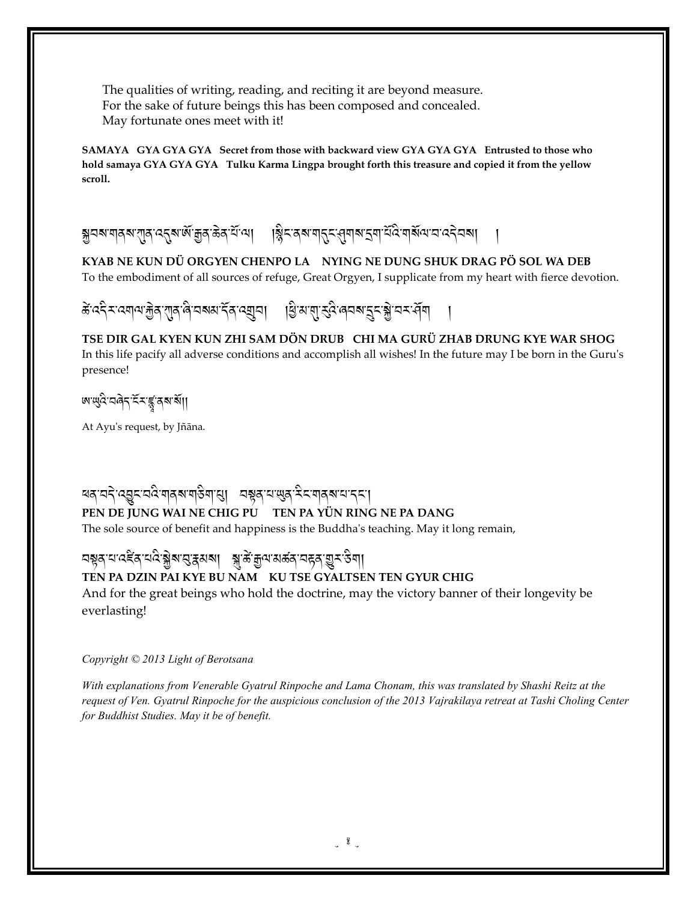The qualities of writing, reading, and reciting it are beyond measure.
For the sake of future beings this has been composed and concealed.
May fortunate ones meet with it!

**SAMAYA GYA GYA GYA Secret from those with backward view GYA GYA GYA Entrusted to those who hold samaya GYA GYA GYA Tulku Karma Lingpa brought forth this treasure and copied it from the yellow scroll.**

སྐྱབས་གནས་ཀུན་འདུས་ཨོ་རྒྱན་ཆེན་པོ་ལ། །སྙིང་ནས་གདུང་ཤུགས་དྲག་པོའི་གསོལ་བ་འདེབས། །

**KYAB NE KUN DÜ ORGYEN CHENPO LA NYING NE DUNG SHUK DRAG PÖ SOL WA DEB**
To the embodiment of all sources of refuge, Great Orgyen, I supplicate from my heart with fierce devotion.

ཚེ་འདིར་འགལ་རྐྱེན་ཀུན་ཞི་བསམ་དོན་འགྲུབ། །ཕྱི་མ་གུ་རུའི་ཞབས་དྲུང་སྐྱེ་བར་ཤོག །

**TSE DIR GAL KYEN KUN ZHI SAM DÖN DRUB CHI MA GURÜ ZHAB DRUNG KYE WAR SHOG**
In this life pacify all adverse conditions and accomplish all wishes! In the future may I be born in the Guru's presence!

ཨ་ཡུའི་བཞེད་ངོར་ཛྙཱ་ནས་སོ།།

At Ayu's request, by Jñāna.

ཕན་བདེ་འབྱུང་བའི་གནས་གཅིག་པུ། བསྟན་པ་ཡུན་རིང་གནས་པ་དང་།
**PEN DE JUNG WAI NE CHIG PU TEN PA YÜN RING NE PA DANG**
The sole source of benefit and happiness is the Buddha's teaching. May it long remain,

བསྟན་པ་འཛིན་པའི་སྐྱེས་བུ་རྣམས། སྐུ་ཚེ་རྒྱལ་མཚན་བརྟན་གྱུར་ཅིག།
**TEN PA DZIN PAI KYE BU NAM KU TSE GYALTSEN TEN GYUR CHIG**
And for the great beings who hold the doctrine, may the victory banner of their longevity be everlasting!

*Copyright © 2013 Light of Berotsana*

*With explanations from Venerable Gyatrul Rinpoche and Lama Chonam, this was translated by Shashi Reitz at the request of Ven. Gyatrul Rinpoche for the auspicious conclusion of the 2013 Vajrakilaya retreat at Tashi Choling Center for Buddhist Studies. May it be of benefit.*